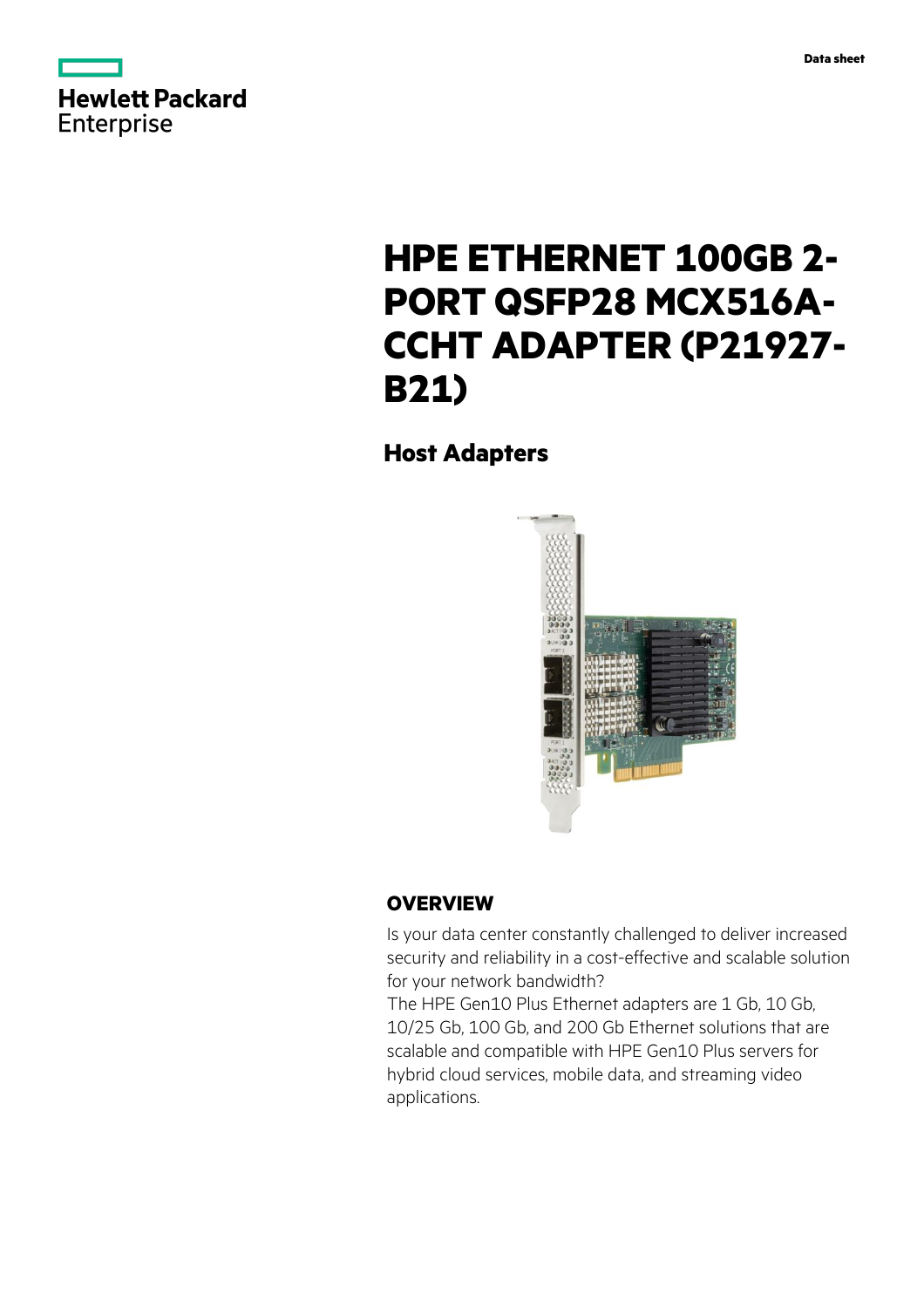Hewlett Packard Enterprise

Data sheet

# HPE ETHERNET 100GB 2-PORT QSFP28 MCX516A-CCHT ADAPTER (P21927-B21)

## Host Adapters

## OVERVIEW

Is your data center constantly challenged to deliver increased security and reliability in a cost-effective and scalable solution for your network bandwidth?

The HPE Gen10 Plus Ethernet adapters are 1 Gb, 10 Gb, 10/25 Gb, 100 Gb, and 200 Gb Ethernet solutions that are scalable and compatible with HPE Gen10 Plus servers for hybrid cloud services, mobile data, and streaming video applications.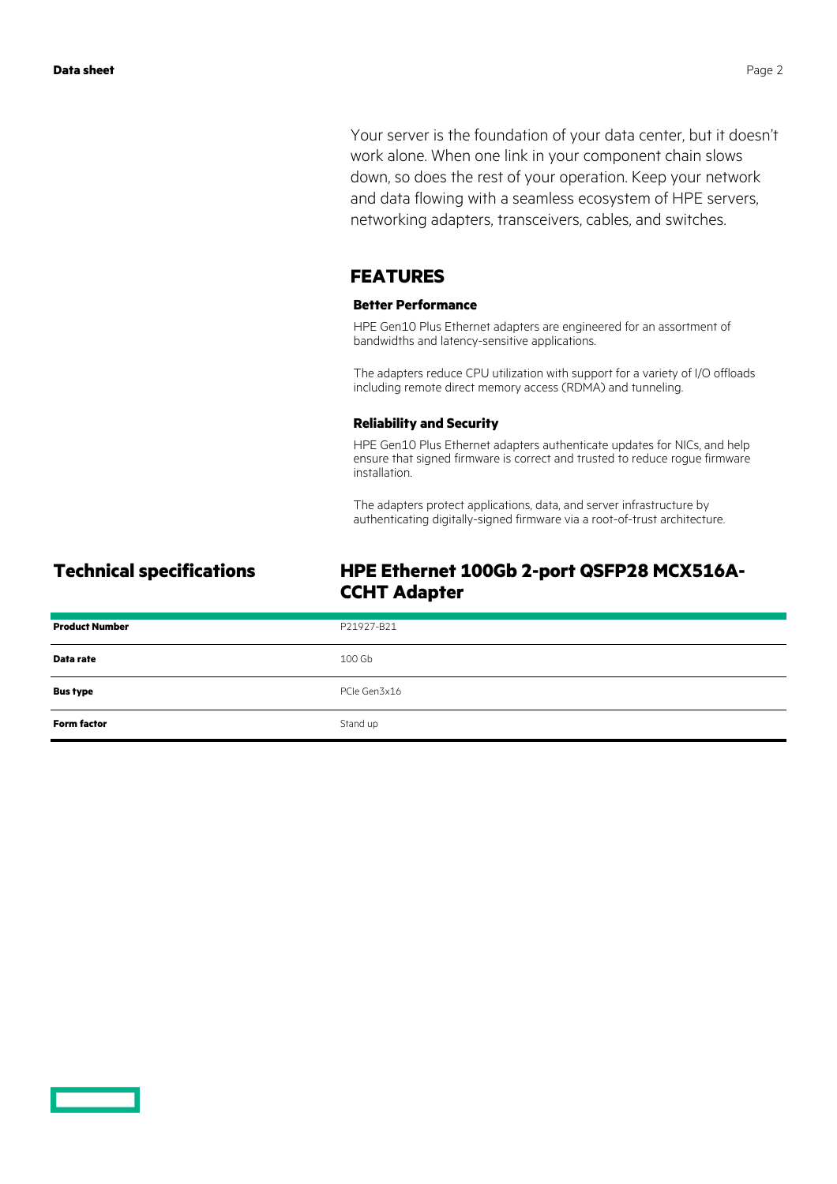Your server is the foundation of your data center, but it doesn't work alone. When one link in your component chain slows down, so does the rest of your operation. Keep your network and data flowing with a seamless ecosystem of HPE servers, networking adapters, transceivers, cables, and switches.

## FEATURES

### Better Performance

HPE Gen10 Plus Ethernet adapters are engineered for an assortment of bandwidths and latency-sensitive applications.

The adapters reduce CPU utilization with support for a variety of I/O offloads including remote direct memory access (RDMA) and tunneling.

### Reliability and Security

HPE Gen10 Plus Ethernet adapters authenticate updates for NICs, and help ensure that signed firmware is correct and trusted to reduce rogue firmware installation.

The adapters protect applications, data, and server infrastructure by authenticating digitally-signed firmware via a root-of-trust architecture.

## Technical specifications

## HPE Ethernet 100Gb 2-port QSFP28 MCX516A-CCHT Adapter

| | |
|---|---|
| **Product Number** | P21927-B21 |
| **Data rate** | 100 Gb |
| **Bus type** | PCIe Gen3x16 |
| **Form factor** | Stand up |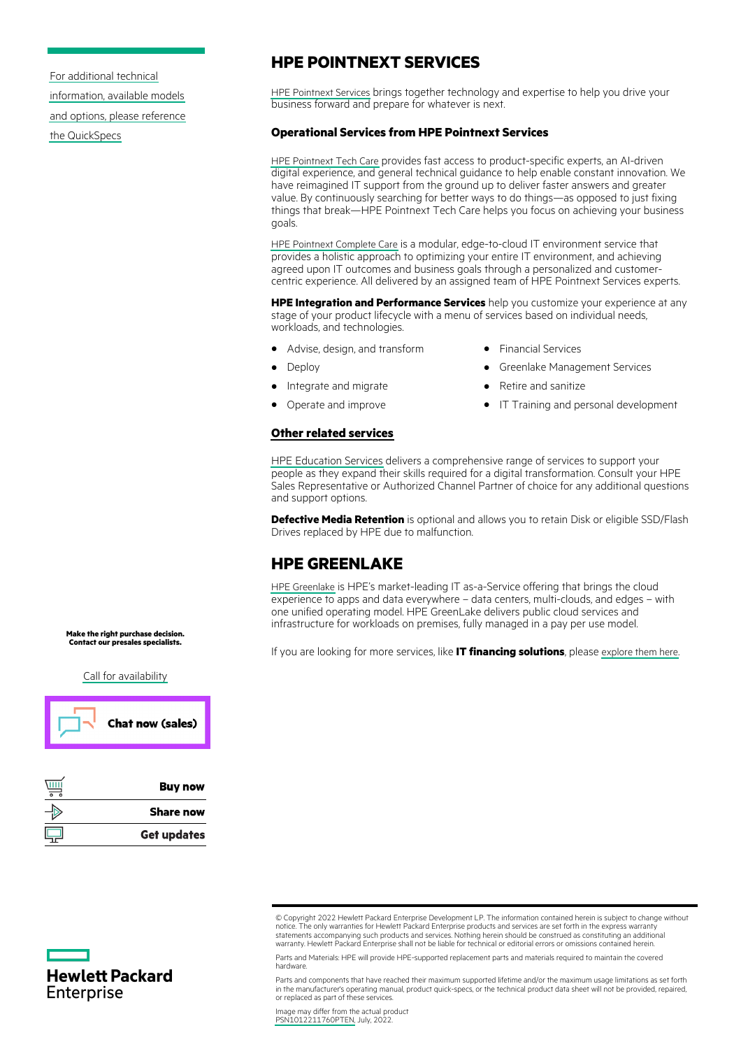For additional technical information, available models and options, please reference the QuickSpecs

# HPE POINTNEXT SERVICES

HPE Pointnext Services brings together technology and expertise to help you drive your business forward and prepare for whatever is next.

### Operational Services from HPE Pointnext Services

HPE Pointnext Tech Care provides fast access to product-specific experts, an AI-driven digital experience, and general technical guidance to help enable constant innovation. We have reimagined IT support from the ground up to deliver faster answers and greater value. By continuously searching for better ways to do things—as opposed to just fixing things that break—HPE Pointnext Tech Care helps you focus on achieving your business goals.

HPE Pointnext Complete Care is a modular, edge-to-cloud IT environment service that provides a holistic approach to optimizing your entire IT environment, and achieving agreed upon IT outcomes and business goals through a personalized and customer-centric experience. All delivered by an assigned team of HPE Pointnext Services experts.

**HPE Integration and Performance Services** help you customize your experience at any stage of your product lifecycle with a menu of services based on individual needs, workloads, and technologies.

- Advise, design, and transform
- Deploy
- Integrate and migrate
- Operate and improve
- Financial Services
- Greenlake Management Services
- Retire and sanitize
- IT Training and personal development

### Other related services

HPE Education Services delivers a comprehensive range of services to support your people as they expand their skills required for a digital transformation. Consult your HPE Sales Representative or Authorized Channel Partner of choice for any additional questions and support options.

**Defective Media Retention** is optional and allows you to retain Disk or eligible SSD/Flash Drives replaced by HPE due to malfunction.

# HPE GREENLAKE

HPE Greenlake is HPE's market-leading IT as-a-Service offering that brings the cloud experience to apps and data everywhere – data centers, multi-clouds, and edges – with one unified operating model. HPE GreenLake delivers public cloud services and infrastructure for workloads on premises, fully managed in a pay per use model.

If you are looking for more services, like **IT financing solutions**, please explore them here.

**Make the right purchase decision. Contact our presales specialists.**

Call for availability

Chat now (sales)

Buy now

Share now

Get updates

© Copyright 2022 Hewlett Packard Enterprise Development LP. The information contained herein is subject to change without notice. The only warranties for Hewlett Packard Enterprise products and services are set forth in the express warranty statements accompanying such products and services. Nothing herein should be construed as constituting an additional warranty. Hewlett Packard Enterprise shall not be liable for technical or editorial errors or omissions contained herein.

Parts and Materials: HPE will provide HPE-supported replacement parts and materials required to maintain the covered hardware.

Parts and components that have reached their maximum supported lifetime and/or the maximum usage limitations as set forth in the manufacturer's operating manual, product quick-specs, or the technical product data sheet will not be provided, repaired, or replaced as part of these services.

Image may differ from the actual product

PSN1012211760PTEN, July, 2022.

Hewlett Packard Enterprise